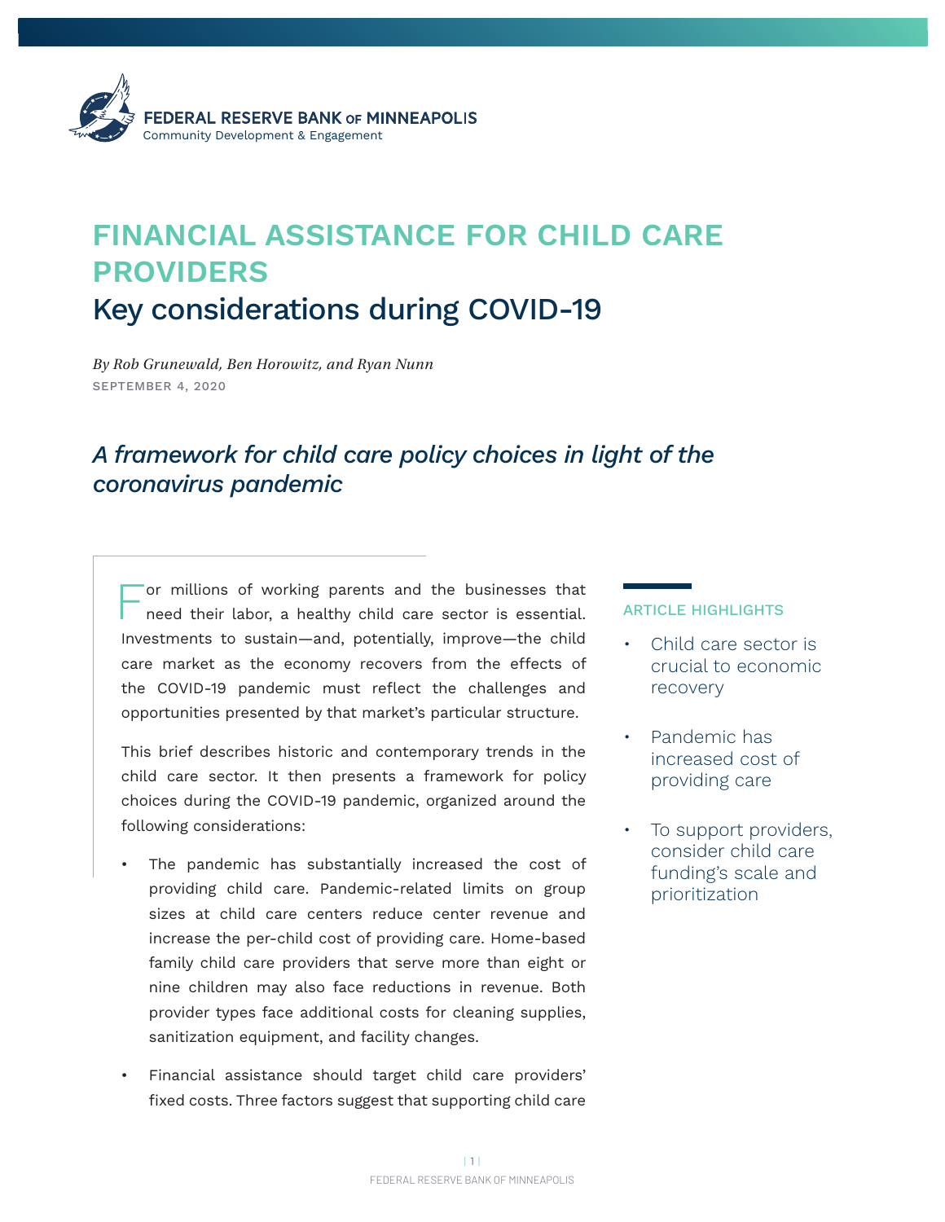FEDERAL RESERVE BANK OF MINNEAPOLIS
Community Development & Engagement

# FINANCIAL ASSISTANCE FOR CHILD CARE PROVIDERS

## Key considerations during COVID-19

*By Rob Grunewald, Ben Horowitz, and Ryan Nunn*

SEPTEMBER 4, 2020

### *A framework for child care policy choices in light of the coronavirus pandemic*

For millions of working parents and the businesses that need their labor, a healthy child care sector is essential. Investments to sustain—and, potentially, improve—the child care market as the economy recovers from the effects of the COVID-19 pandemic must reflect the challenges and opportunities presented by that market's particular structure.

This brief describes historic and contemporary trends in the child care sector. It then presents a framework for policy choices during the COVID-19 pandemic, organized around the following considerations:

- The pandemic has substantially increased the cost of providing child care. Pandemic-related limits on group sizes at child care centers reduce center revenue and increase the per-child cost of providing care. Home-based family child care providers that serve more than eight or nine children may also face reductions in revenue. Both provider types face additional costs for cleaning supplies, sanitization equipment, and facility changes.
- Financial assistance should target child care providers' fixed costs. Three factors suggest that supporting child care

**ARTICLE HIGHLIGHTS**

- Child care sector is crucial to economic recovery
- Pandemic has increased cost of providing care
- To support providers, consider child care funding's scale and prioritization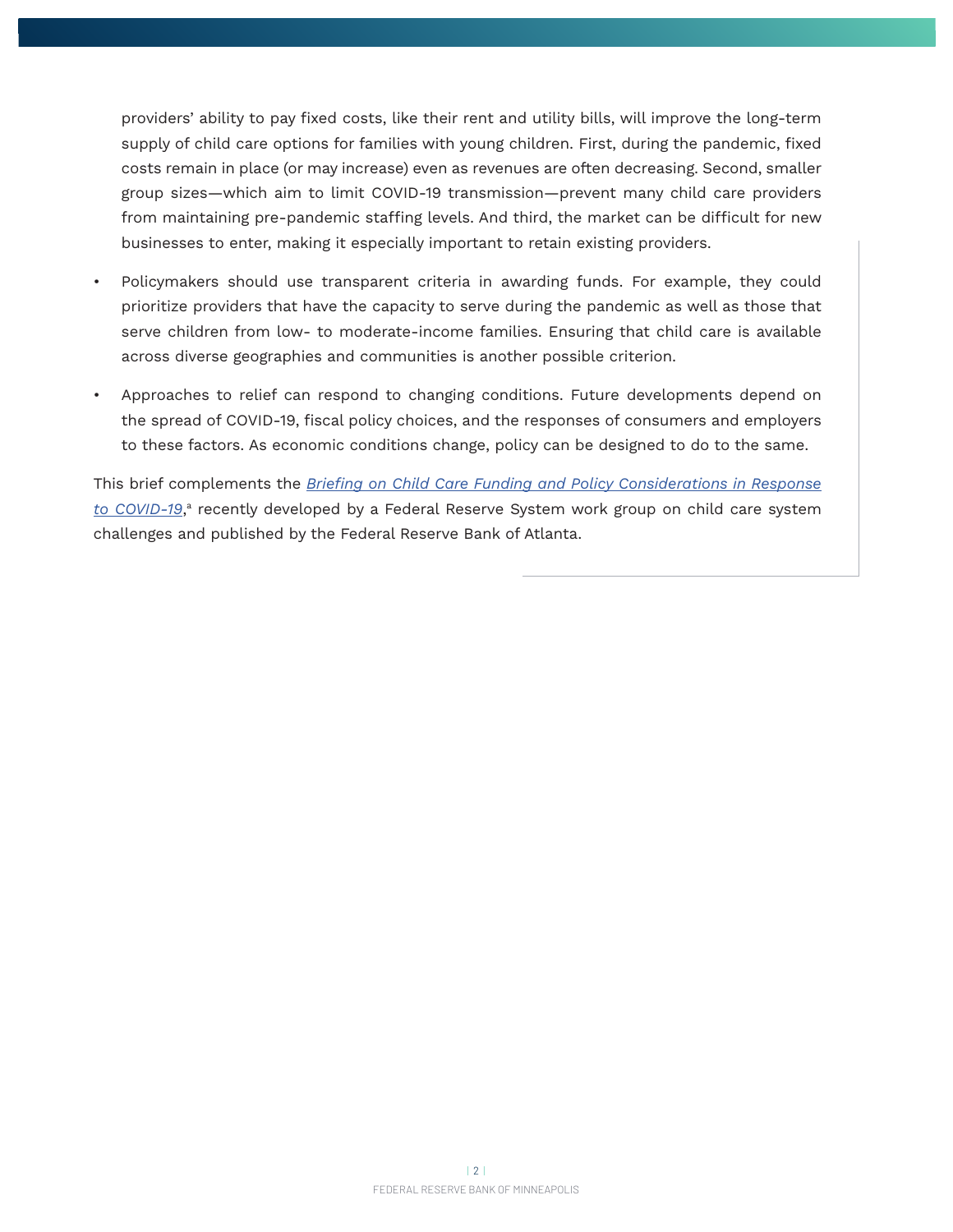providers' ability to pay fixed costs, like their rent and utility bills, will improve the long-term supply of child care options for families with young children. First, during the pandemic, fixed costs remain in place (or may increase) even as revenues are often decreasing. Second, smaller group sizes—which aim to limit COVID-19 transmission—prevent many child care providers from maintaining pre-pandemic staffing levels. And third, the market can be difficult for new businesses to enter, making it especially important to retain existing providers.

- Policymakers should use transparent criteria in awarding funds. For example, they could prioritize providers that have the capacity to serve during the pandemic as well as those that serve children from low- to moderate-income families. Ensuring that child care is available across diverse geographies and communities is another possible criterion.
- Approaches to relief can respond to changing conditions. Future developments depend on the spread of COVID-19, fiscal policy choices, and the responses of consumers and employers to these factors. As economic conditions change, policy can be designed to do to the same.

This brief complements the *Briefing on Child Care Funding and Policy Considerations in Response to COVID-19*,[a] recently developed by a Federal Reserve System work group on child care system challenges and published by the Federal Reserve Bank of Atlanta.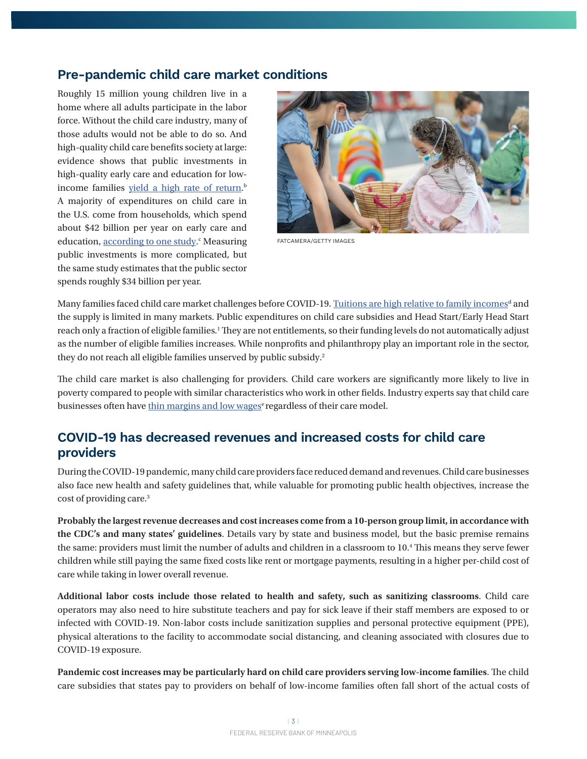## Pre-pandemic child care market conditions

Roughly 15 million young children live in a home where all adults participate in the labor force. Without the child care industry, many of those adults would not be able to do so. And high-quality child care benefits society at large: evidence shows that public investments in high-quality early care and education for low-income families yield a high rate of return.[b] A majority of expenditures on child care in the U.S. come from households, which spend about $42 billion per year on early care and education, according to one study.[c] Measuring public investments is more complicated, but the same study estimates that the public sector spends roughly $34 billion per year.

FATCAMERA/GETTY IMAGES

Many families faced child care market challenges before COVID-19. Tuitions are high relative to family incomes[d] and the supply is limited in many markets. Public expenditures on child care subsidies and Head Start/Early Head Start reach only a fraction of eligible families.[1] They are not entitlements, so their funding levels do not automatically adjust as the number of eligible families increases. While nonprofits and philanthropy play an important role in the sector, they do not reach all eligible families unserved by public subsidy.[2]

The child care market is also challenging for providers. Child care workers are significantly more likely to live in poverty compared to people with similar characteristics who work in other fields. Industry experts say that child care businesses often have thin margins and low wages[e] regardless of their care model.

## COVID-19 has decreased revenues and increased costs for child care providers

During the COVID-19 pandemic, many child care providers face reduced demand and revenues. Child care businesses also face new health and safety guidelines that, while valuable for promoting public health objectives, increase the cost of providing care.[3]

**Probably the largest revenue decreases and cost increases come from a 10-person group limit, in accordance with the CDC's and many states' guidelines**. Details vary by state and business model, but the basic premise remains the same: providers must limit the number of adults and children in a classroom to 10.[4] This means they serve fewer children while still paying the same fixed costs like rent or mortgage payments, resulting in a higher per-child cost of care while taking in lower overall revenue.

**Additional labor costs include those related to health and safety, such as sanitizing classrooms**. Child care operators may also need to hire substitute teachers and pay for sick leave if their staff members are exposed to or infected with COVID-19. Non-labor costs include sanitization supplies and personal protective equipment (PPE), physical alterations to the facility to accommodate social distancing, and cleaning associated with closures due to COVID-19 exposure.

**Pandemic cost increases may be particularly hard on child care providers serving low-income families**. The child care subsidies that states pay to providers on behalf of low-income families often fall short of the actual costs of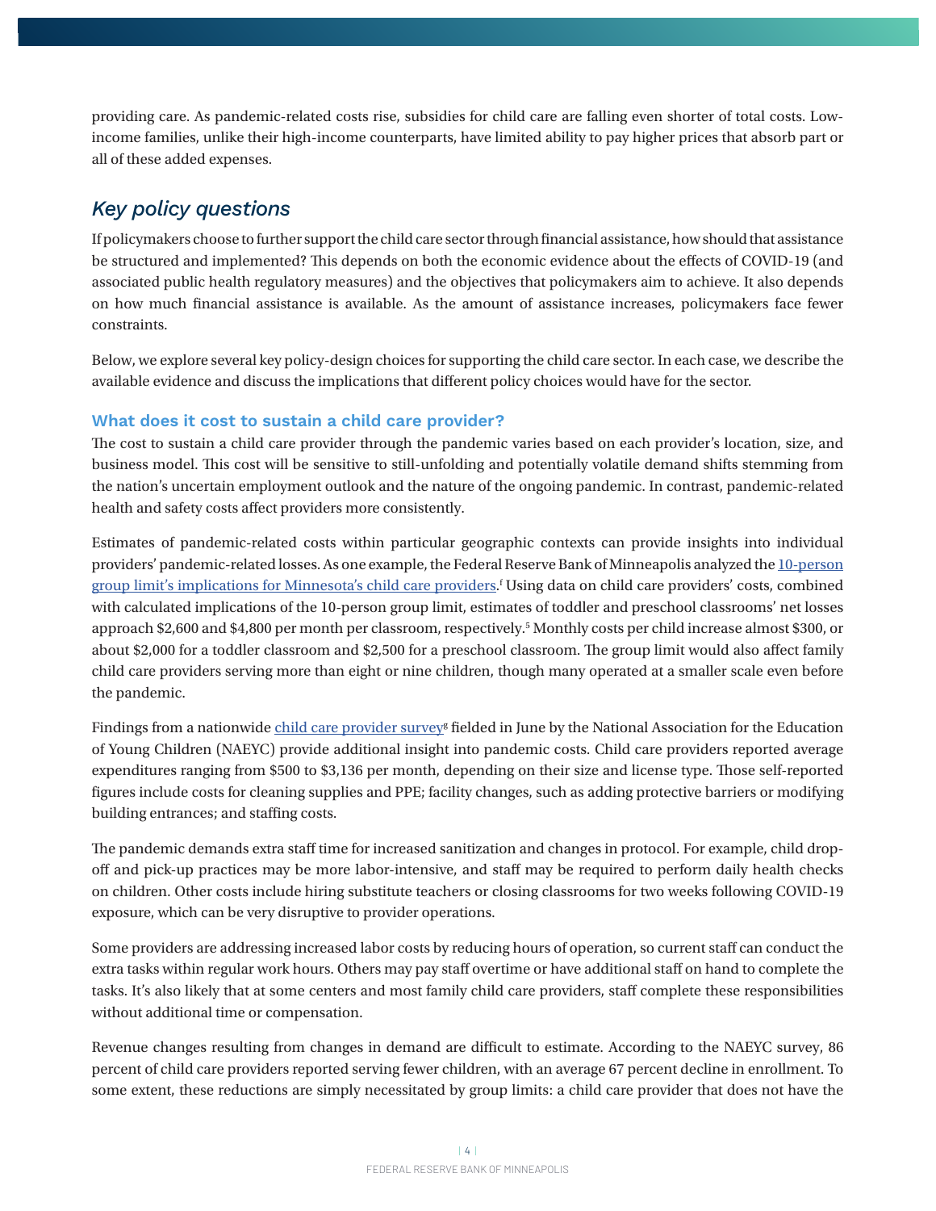providing care. As pandemic-related costs rise, subsidies for child care are falling even shorter of total costs. Low-income families, unlike their high-income counterparts, have limited ability to pay higher prices that absorb part or all of these added expenses.

## *Key policy questions*

If policymakers choose to further support the child care sector through financial assistance, how should that assistance be structured and implemented? This depends on both the economic evidence about the effects of COVID-19 (and associated public health regulatory measures) and the objectives that policymakers aim to achieve. It also depends on how much financial assistance is available. As the amount of assistance increases, policymakers face fewer constraints.

Below, we explore several key policy-design choices for supporting the child care sector. In each case, we describe the available evidence and discuss the implications that different policy choices would have for the sector.

### What does it cost to sustain a child care provider?

The cost to sustain a child care provider through the pandemic varies based on each provider's location, size, and business model. This cost will be sensitive to still-unfolding and potentially volatile demand shifts stemming from the nation's uncertain employment outlook and the nature of the ongoing pandemic. In contrast, pandemic-related health and safety costs affect providers more consistently.

Estimates of pandemic-related costs within particular geographic contexts can provide insights into individual providers' pandemic-related losses. As one example, the Federal Reserve Bank of Minneapolis analyzed the 10-person group limit's implications for Minnesota's child care providers.[f] Using data on child care providers' costs, combined with calculated implications of the 10-person group limit, estimates of toddler and preschool classrooms' net losses approach $2,600 and $4,800 per month per classroom, respectively.[5] Monthly costs per child increase almost $300, or about $2,000 for a toddler classroom and $2,500 for a preschool classroom. The group limit would also affect family child care providers serving more than eight or nine children, though many operated at a smaller scale even before the pandemic.

Findings from a nationwide child care provider survey[g] fielded in June by the National Association for the Education of Young Children (NAEYC) provide additional insight into pandemic costs. Child care providers reported average expenditures ranging from $500 to $3,136 per month, depending on their size and license type. Those self-reported figures include costs for cleaning supplies and PPE; facility changes, such as adding protective barriers or modifying building entrances; and staffing costs.

The pandemic demands extra staff time for increased sanitization and changes in protocol. For example, child drop-off and pick-up practices may be more labor-intensive, and staff may be required to perform daily health checks on children. Other costs include hiring substitute teachers or closing classrooms for two weeks following COVID-19 exposure, which can be very disruptive to provider operations.

Some providers are addressing increased labor costs by reducing hours of operation, so current staff can conduct the extra tasks within regular work hours. Others may pay staff overtime or have additional staff on hand to complete the tasks. It's also likely that at some centers and most family child care providers, staff complete these responsibilities without additional time or compensation.

Revenue changes resulting from changes in demand are difficult to estimate. According to the NAEYC survey, 86 percent of child care providers reported serving fewer children, with an average 67 percent decline in enrollment. To some extent, these reductions are simply necessitated by group limits: a child care provider that does not have the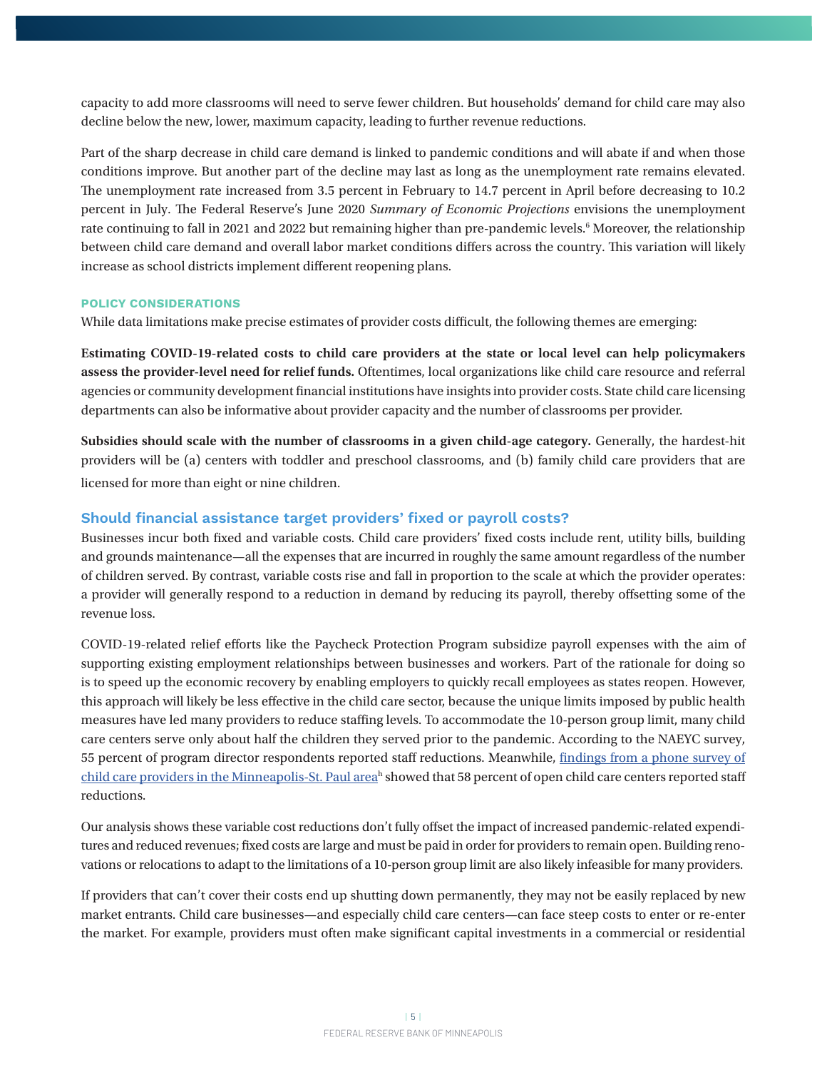capacity to add more classrooms will need to serve fewer children. But households' demand for child care may also decline below the new, lower, maximum capacity, leading to further revenue reductions.

Part of the sharp decrease in child care demand is linked to pandemic conditions and will abate if and when those conditions improve. But another part of the decline may last as long as the unemployment rate remains elevated. The unemployment rate increased from 3.5 percent in February to 14.7 percent in April before decreasing to 10.2 percent in July. The Federal Reserve's June 2020 *Summary of Economic Projections* envisions the unemployment rate continuing to fall in 2021 and 2022 but remaining higher than pre-pandemic levels.[6] Moreover, the relationship between child care demand and overall labor market conditions differs across the country. This variation will likely increase as school districts implement different reopening plans.

#### POLICY CONSIDERATIONS

While data limitations make precise estimates of provider costs difficult, the following themes are emerging:

**Estimating COVID-19-related costs to child care providers at the state or local level can help policymakers assess the provider-level need for relief funds.** Oftentimes, local organizations like child care resource and referral agencies or community development financial institutions have insights into provider costs. State child care licensing departments can also be informative about provider capacity and the number of classrooms per provider.

**Subsidies should scale with the number of classrooms in a given child-age category.** Generally, the hardest-hit providers will be (a) centers with toddler and preschool classrooms, and (b) family child care providers that are licensed for more than eight or nine children.

### Should financial assistance target providers' fixed or payroll costs?

Businesses incur both fixed and variable costs. Child care providers' fixed costs include rent, utility bills, building and grounds maintenance—all the expenses that are incurred in roughly the same amount regardless of the number of children served. By contrast, variable costs rise and fall in proportion to the scale at which the provider operates: a provider will generally respond to a reduction in demand by reducing its payroll, thereby offsetting some of the revenue loss.

COVID-19-related relief efforts like the Paycheck Protection Program subsidize payroll expenses with the aim of supporting existing employment relationships between businesses and workers. Part of the rationale for doing so is to speed up the economic recovery by enabling employers to quickly recall employees as states reopen. However, this approach will likely be less effective in the child care sector, because the unique limits imposed by public health measures have led many providers to reduce staffing levels. To accommodate the 10-person group limit, many child care centers serve only about half the children they served prior to the pandemic. According to the NAEYC survey, 55 percent of program director respondents reported staff reductions. Meanwhile, findings from a phone survey of child care providers in the Minneapolis-St. Paul area[h] showed that 58 percent of open child care centers reported staff reductions.

Our analysis shows these variable cost reductions don't fully offset the impact of increased pandemic-related expenditures and reduced revenues; fixed costs are large and must be paid in order for providers to remain open. Building renovations or relocations to adapt to the limitations of a 10-person group limit are also likely infeasible for many providers.

If providers that can't cover their costs end up shutting down permanently, they may not be easily replaced by new market entrants. Child care businesses—and especially child care centers—can face steep costs to enter or re-enter the market. For example, providers must often make significant capital investments in a commercial or residential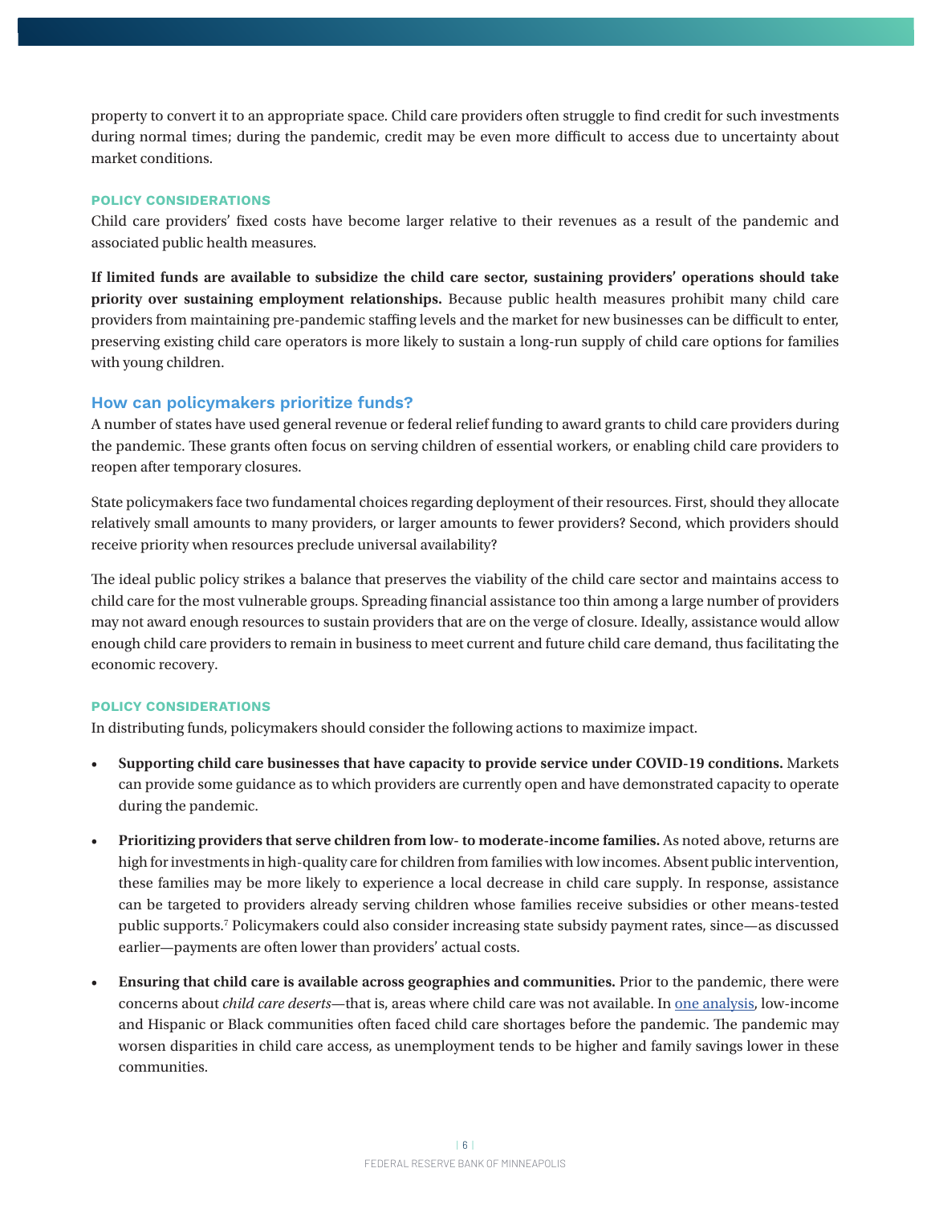property to convert it to an appropriate space. Child care providers often struggle to find credit for such investments during normal times; during the pandemic, credit may be even more difficult to access due to uncertainty about market conditions.

#### POLICY CONSIDERATIONS

Child care providers' fixed costs have become larger relative to their revenues as a result of the pandemic and associated public health measures.

**If limited funds are available to subsidize the child care sector, sustaining providers' operations should take priority over sustaining employment relationships.** Because public health measures prohibit many child care providers from maintaining pre-pandemic staffing levels and the market for new businesses can be difficult to enter, preserving existing child care operators is more likely to sustain a long-run supply of child care options for families with young children.

### How can policymakers prioritize funds?

A number of states have used general revenue or federal relief funding to award grants to child care providers during the pandemic. These grants often focus on serving children of essential workers, or enabling child care providers to reopen after temporary closures.

State policymakers face two fundamental choices regarding deployment of their resources. First, should they allocate relatively small amounts to many providers, or larger amounts to fewer providers? Second, which providers should receive priority when resources preclude universal availability?

The ideal public policy strikes a balance that preserves the viability of the child care sector and maintains access to child care for the most vulnerable groups. Spreading financial assistance too thin among a large number of providers may not award enough resources to sustain providers that are on the verge of closure. Ideally, assistance would allow enough child care providers to remain in business to meet current and future child care demand, thus facilitating the economic recovery.

#### POLICY CONSIDERATIONS

In distributing funds, policymakers should consider the following actions to maximize impact.

- **Supporting child care businesses that have capacity to provide service under COVID-19 conditions.** Markets can provide some guidance as to which providers are currently open and have demonstrated capacity to operate during the pandemic.
- **Prioritizing providers that serve children from low- to moderate-income families.** As noted above, returns are high for investments in high-quality care for children from families with low incomes. Absent public intervention, these families may be more likely to experience a local decrease in child care supply. In response, assistance can be targeted to providers already serving children whose families receive subsidies or other means-tested public supports.[7] Policymakers could also consider increasing state subsidy payment rates, since—as discussed earlier—payments are often lower than providers' actual costs.
- **Ensuring that child care is available across geographies and communities.** Prior to the pandemic, there were concerns about *child care deserts*—that is, areas where child care was not available. In one analysis, low-income and Hispanic or Black communities often faced child care shortages before the pandemic. The pandemic may worsen disparities in child care access, as unemployment tends to be higher and family savings lower in these communities.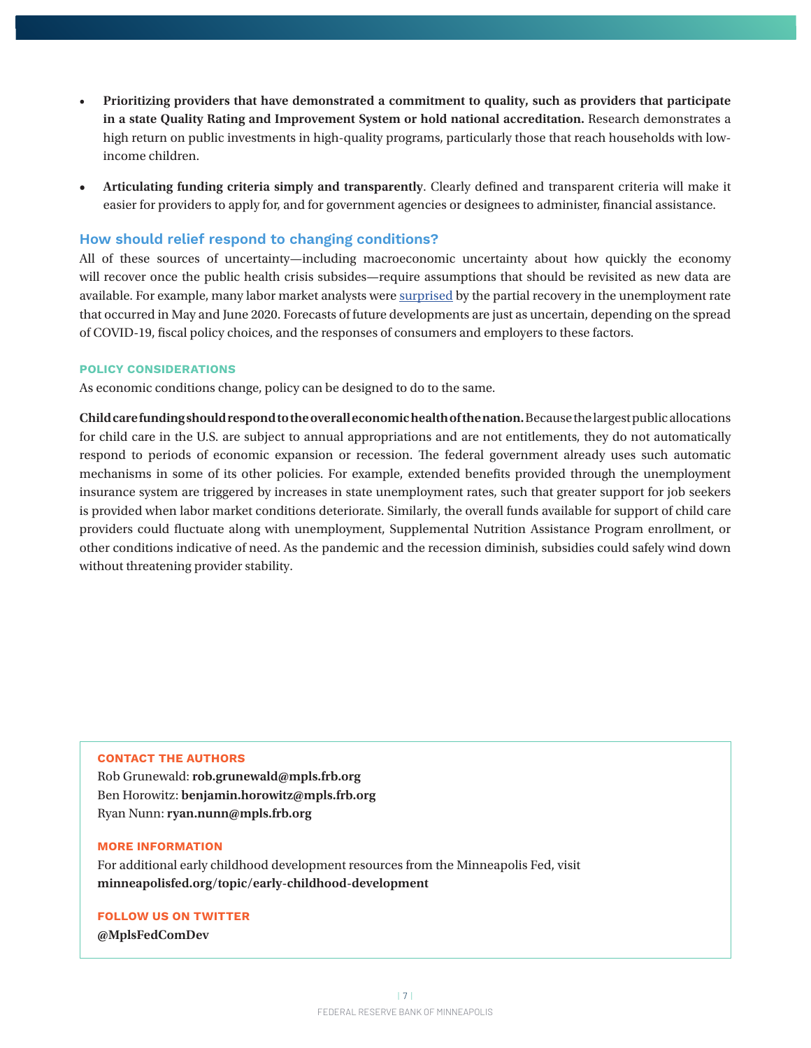- **Prioritizing providers that have demonstrated a commitment to quality, such as providers that participate in a state Quality Rating and Improvement System or hold national accreditation.** Research demonstrates a high return on public investments in high-quality programs, particularly those that reach households with low-income children.

- **Articulating funding criteria simply and transparently**. Clearly defined and transparent criteria will make it easier for providers to apply for, and for government agencies or designees to administer, financial assistance.

## How should relief respond to changing conditions?

All of these sources of uncertainty—including macroeconomic uncertainty about how quickly the economy will recover once the public health crisis subsides—require assumptions that should be revisited as new data are available. For example, many labor market analysts were surprised by the partial recovery in the unemployment rate that occurred in May and June 2020. Forecasts of future developments are just as uncertain, depending on the spread of COVID-19, fiscal policy choices, and the responses of consumers and employers to these factors.

### POLICY CONSIDERATIONS

As economic conditions change, policy can be designed to do to the same.

**Child care funding should respond to the overall economic health of the nation.** Because the largest public allocations for child care in the U.S. are subject to annual appropriations and are not entitlements, they do not automatically respond to periods of economic expansion or recession. The federal government already uses such automatic mechanisms in some of its other policies. For example, extended benefits provided through the unemployment insurance system are triggered by increases in state unemployment rates, such that greater support for job seekers is provided when labor market conditions deteriorate. Similarly, the overall funds available for support of child care providers could fluctuate along with unemployment, Supplemental Nutrition Assistance Program enrollment, or other conditions indicative of need. As the pandemic and the recession diminish, subsidies could safely wind down without threatening provider stability.

---

**CONTACT THE AUTHORS**

Rob Grunewald: **rob.grunewald@mpls.frb.org**
Ben Horowitz: **benjamin.horowitz@mpls.frb.org**
Ryan Nunn: **ryan.nunn@mpls.frb.org**

**MORE INFORMATION**

For additional early childhood development resources from the Minneapolis Fed, visit **minneapolisfed.org/topic/early-childhood-development**

**FOLLOW US ON TWITTER**

**@MplsFedComDev**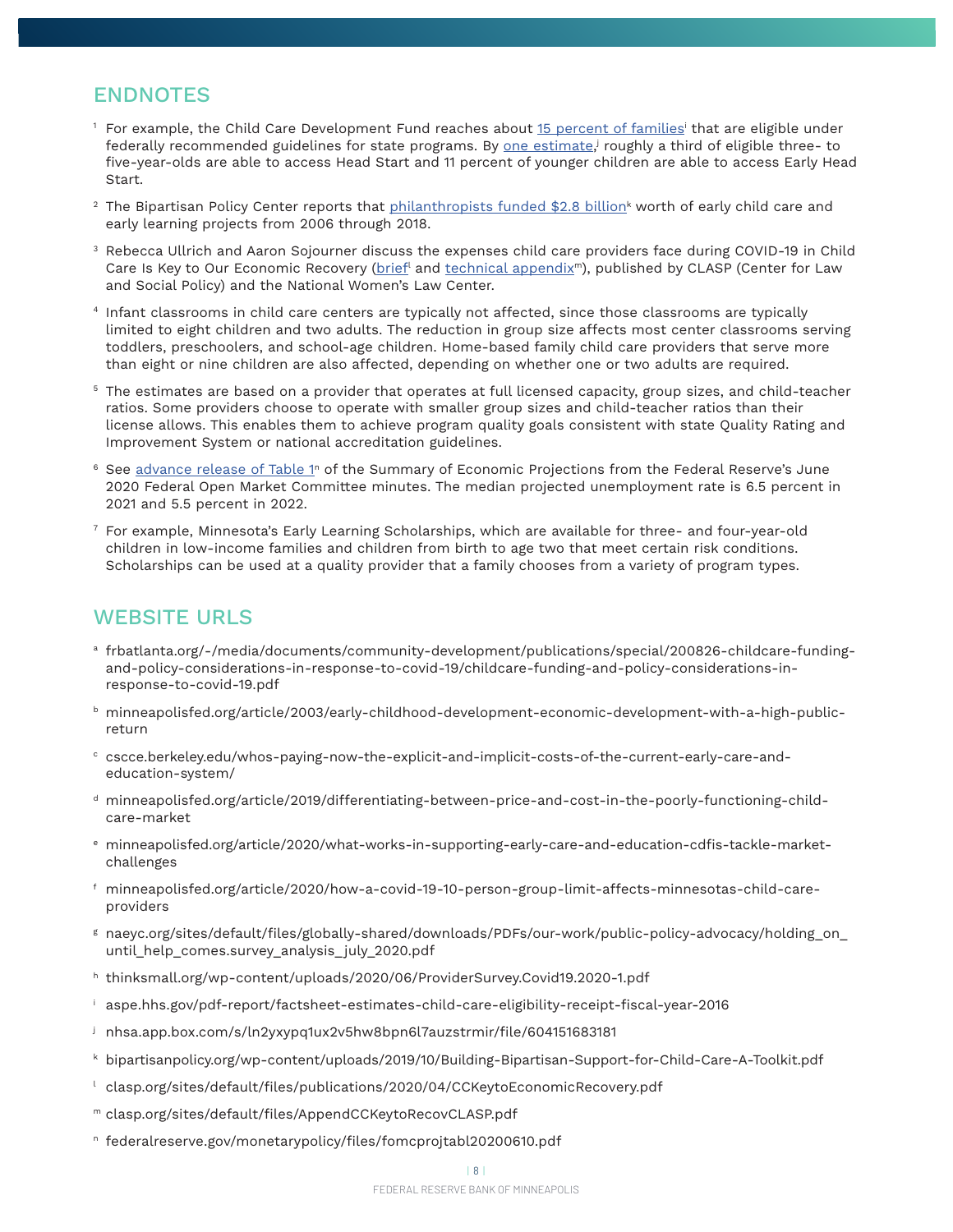## ENDNOTES

1. For example, the Child Care Development Fund reaches about 15 percent of families[i] that are eligible under federally recommended guidelines for state programs. By one estimate,[j] roughly a third of eligible three- to five-year-olds are able to access Head Start and 11 percent of younger children are able to access Early Head Start.

2. The Bipartisan Policy Center reports that philanthropists funded $2.8 billion[k] worth of early child care and early learning projects from 2006 through 2018.

3. Rebecca Ullrich and Aaron Sojourner discuss the expenses child care providers face during COVID-19 in Child Care Is Key to Our Economic Recovery (brief[l] and technical appendix[m]), published by CLASP (Center for Law and Social Policy) and the National Women's Law Center.

4. Infant classrooms in child care centers are typically not affected, since those classrooms are typically limited to eight children and two adults. The reduction in group size affects most center classrooms serving toddlers, preschoolers, and school-age children. Home-based family child care providers that serve more than eight or nine children are also affected, depending on whether one or two adults are required.

5. The estimates are based on a provider that operates at full licensed capacity, group sizes, and child-teacher ratios. Some providers choose to operate with smaller group sizes and child-teacher ratios than their license allows. This enables them to achieve program quality goals consistent with state Quality Rating and Improvement System or national accreditation guidelines.

6. See advance release of Table 1[n] of the Summary of Economic Projections from the Federal Reserve's June 2020 Federal Open Market Committee minutes. The median projected unemployment rate is 6.5 percent in 2021 and 5.5 percent in 2022.

7. For example, Minnesota's Early Learning Scholarships, which are available for three- and four-year-old children in low-income families and children from birth to age two that meet certain risk conditions. Scholarships can be used at a quality provider that a family chooses from a variety of program types.

## WEBSITE URLS

- [a] frbatlanta.org/-/media/documents/community-development/publications/special/200826-childcare-funding-and-policy-considerations-in-response-to-covid-19/childcare-funding-and-policy-considerations-in-response-to-covid-19.pdf
- [b] minneapolisfed.org/article/2003/early-childhood-development-economic-development-with-a-high-public-return
- [c] cscce.berkeley.edu/whos-paying-now-the-explicit-and-implicit-costs-of-the-current-early-care-and-education-system/
- [d] minneapolisfed.org/article/2019/differentiating-between-price-and-cost-in-the-poorly-functioning-child-care-market
- [e] minneapolisfed.org/article/2020/what-works-in-supporting-early-care-and-education-cdfis-tackle-market-challenges
- [f] minneapolisfed.org/article/2020/how-a-covid-19-10-person-group-limit-affects-minnesotas-child-care-providers
- [g] naeyc.org/sites/default/files/globally-shared/downloads/PDFs/our-work/public-policy-advocacy/holding_on_until_help_comes.survey_analysis_july_2020.pdf
- [h] thinksmall.org/wp-content/uploads/2020/06/ProviderSurvey.Covid19.2020-1.pdf
- [i] aspe.hhs.gov/pdf-report/factsheet-estimates-child-care-eligibility-receipt-fiscal-year-2016
- [j] nhsa.app.box.com/s/ln2yxypq1ux2v5hw8bpn6l7auzstrmir/file/604151683181
- [k] bipartisanpolicy.org/wp-content/uploads/2019/10/Building-Bipartisan-Support-for-Child-Care-A-Toolkit.pdf
- [l] clasp.org/sites/default/files/publications/2020/04/CCKeytoEconomicRecovery.pdf
- [m] clasp.org/sites/default/files/AppendCCKeytoRecovCLASP.pdf
- [n] federalreserve.gov/monetarypolicy/files/fomcprojtabl20200610.pdf